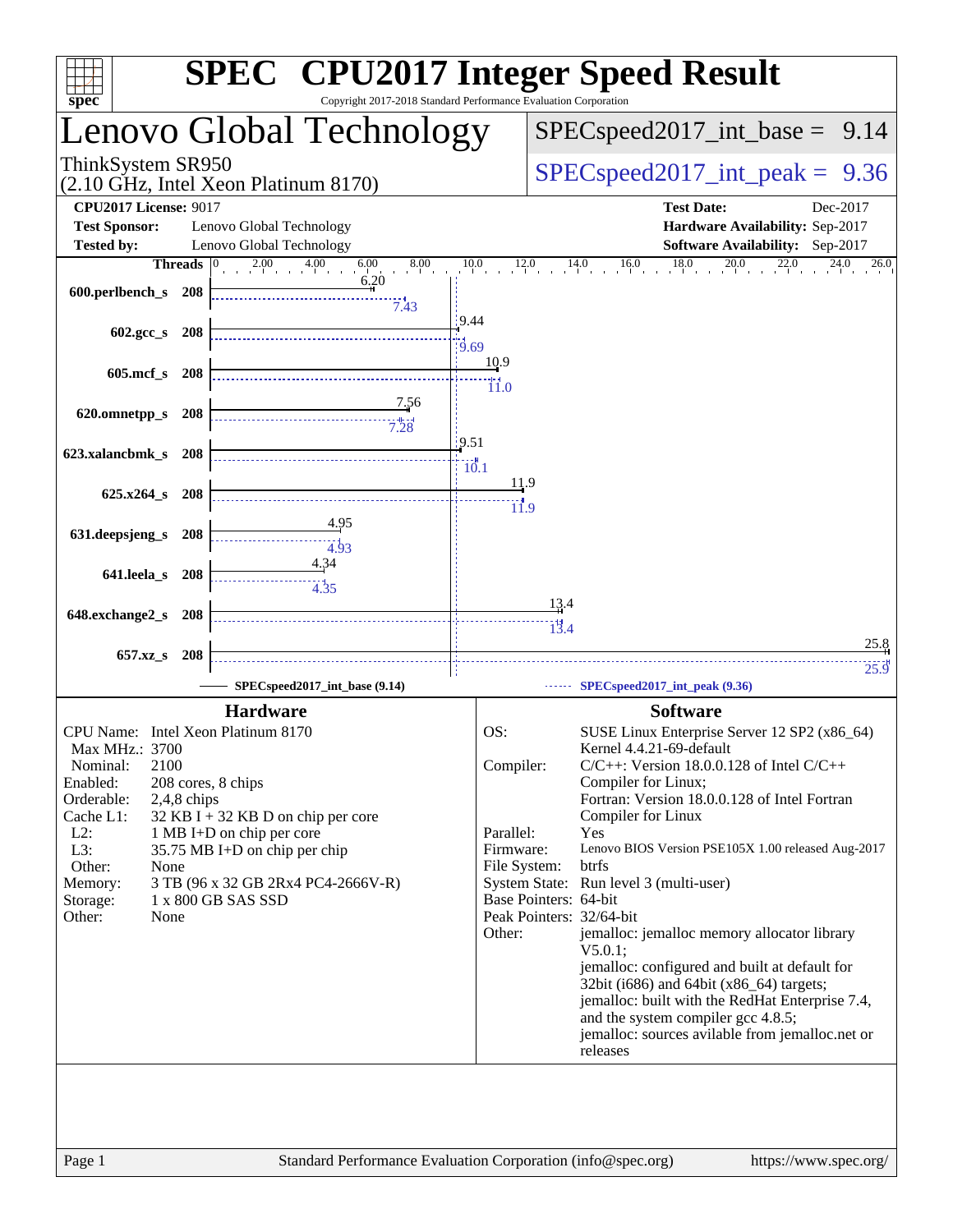# SPEC CPU2017 Integer Speed Result

Copyright 2017-2018 Standard Performance Evaluation Corporation

## Lenovo Global Technology

ThinkSystem SR950
(2.10 GHz, Intel Xeon Platinum 8170)

SPECspeed2017_int_base = 9.14

SPECspeed2017_int_peak = 9.36

**CPU2017 License:** 9017
**Test Sponsor:** Lenovo Global Technology
**Tested by:** Lenovo Global Technology
**Test Date:** Dec-2017
**Hardware Availability:** Sep-2017
**Software Availability:** Sep-2017

| Benchmark | Threads | Base | Peak |
|---|---|---|---|
| 600.perlbench_s | 208 | 6.20 | 7.43 |
| 602.gcc_s | 208 | 9.44 | 9.69 |
| 605.mcf_s | 208 | 10.9 | 11.0 |
| 620.omnetpp_s | 208 | 7.56 | 7.28 |
| 623.xalancbmk_s | 208 | 9.51 | 10.1 |
| 625.x264_s | 208 | 11.9 | 11.9 |
| 631.deepsjeng_s | 208 | 4.95 | 4.93 |
| 641.leela_s | 208 | 4.34 | 4.35 |
| 648.exchange2_s | 208 | 13.4 | 13.4 |
| 657.xz_s | 208 | 25.8 | 25.9 |

SPECspeed2017_int_base (9.14) — SPECspeed2017_int_peak (9.36)

### Hardware

CPU Name: Intel Xeon Platinum 8170
Max MHz.: 3700
Nominal: 2100
Enabled: 208 cores, 8 chips
Orderable: 2,4,8 chips
Cache L1: 32 KB I + 32 KB D on chip per core
L2: 1 MB I+D on chip per core
L3: 35.75 MB I+D on chip per chip
Other: None
Memory: 3 TB (96 x 32 GB 2Rx4 PC4-2666V-R)
Storage: 1 x 800 GB SAS SSD
Other: None

### Software

OS: SUSE Linux Enterprise Server 12 SP2 (x86_64) Kernel 4.4.21-69-default
Compiler: C/C++: Version 18.0.0.128 of Intel C/C++ Compiler for Linux; Fortran: Version 18.0.0.128 of Intel Fortran Compiler for Linux
Parallel: Yes
Firmware: Lenovo BIOS Version PSE105X 1.00 released Aug-2017
File System: btrfs
System State: Run level 3 (multi-user)
Base Pointers: 64-bit
Peak Pointers: 32/64-bit
Other: jemalloc: jemalloc memory allocator library V5.0.1; jemalloc: configured and built at default for 32bit (i686) and 64bit (x86_64) targets; jemalloc: built with the RedHat Enterprise 7.4, and the system compiler gcc 4.8.5; jemalloc: sources avilable from jemalloc.net or releases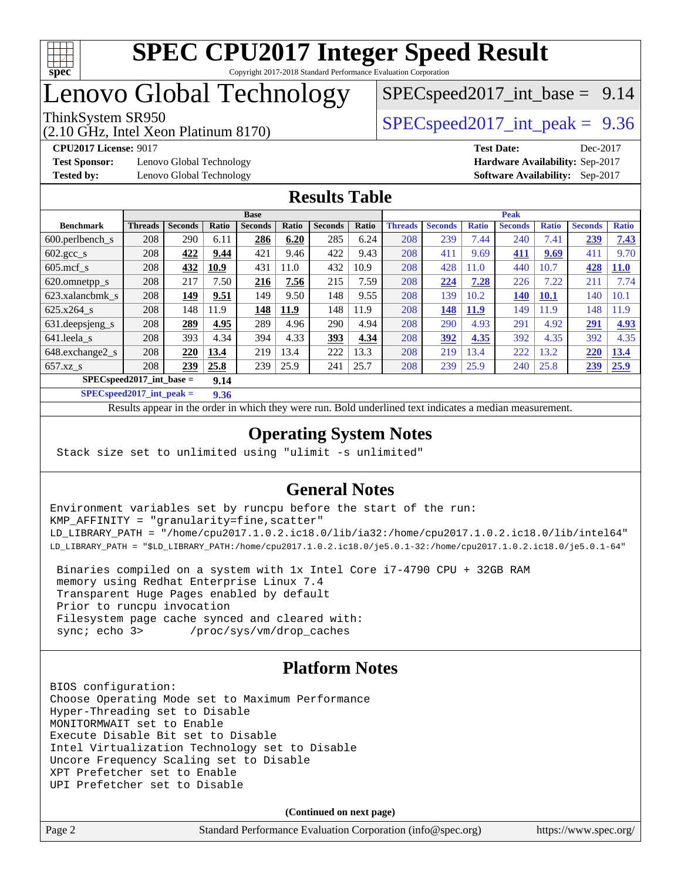# SPEC CPU2017 Integer Speed Result

Copyright 2017-2018 Standard Performance Evaluation Corporation

# Lenovo Global Technology

ThinkSystem SR950
(2.10 GHz, Intel Xeon Platinum 8170)

SPECspeed2017_int_base = 9.14

SPECspeed2017_int_peak = 9.36

**CPU2017 License:** 9017
**Test Sponsor:** Lenovo Global Technology
**Tested by:** Lenovo Global Technology

**Test Date:** Dec-2017
**Hardware Availability:** Sep-2017
**Software Availability:** Sep-2017

## Results Table

| | Base | | | | | | | Peak | | | | | | |
|---|---|---|---|---|---|---|---|---|---|---|---|---|---|---|
| **Benchmark** | **Threads** | **Seconds** | **Ratio** | **Seconds** | **Ratio** | **Seconds** | **Ratio** | **Threads** | **Seconds** | **Ratio** | **Seconds** | **Ratio** | **Seconds** | **Ratio** |
| 600.perlbench_s | 208 | 290 | 6.11 | **286** | **6.20** | 285 | 6.24 | 208 | 239 | 7.44 | 240 | 7.41 | **239** | **7.43** |
| 602.gcc_s | 208 | **422** | **9.44** | 421 | 9.46 | 422 | 9.43 | 208 | 411 | 9.69 | **411** | **9.69** | 411 | 9.70 |
| 605.mcf_s | 208 | **432** | **10.9** | 431 | 11.0 | 432 | 10.9 | 208 | 428 | 11.0 | 440 | 10.7 | **428** | **11.0** |
| 620.omnetpp_s | 208 | 217 | 7.50 | **216** | **7.56** | 215 | 7.59 | 208 | **224** | **7.28** | 226 | 7.22 | 211 | 7.74 |
| 623.xalancbmk_s | 208 | **149** | **9.51** | 149 | 9.50 | 148 | 9.55 | 208 | 139 | 10.2 | **140** | **10.1** | 140 | 10.1 |
| 625.x264_s | 208 | 148 | 11.9 | **148** | **11.9** | 148 | 11.9 | 208 | **148** | **11.9** | 149 | 11.9 | 148 | 11.9 |
| 631.deepsjeng_s | 208 | **289** | **4.95** | 289 | 4.96 | 290 | 4.94 | 208 | 290 | 4.93 | 291 | 4.92 | **291** | **4.93** |
| 641.leela_s | 208 | 393 | 4.34 | 394 | 4.33 | **393** | **4.34** | 208 | **392** | **4.35** | 392 | 4.35 | 392 | 4.35 |
| 648.exchange2_s | 208 | **220** | **13.4** | 219 | 13.4 | 222 | 13.3 | 208 | 219 | 13.4 | 222 | 13.2 | **220** | **13.4** |
| 657.xz_s | 208 | **239** | **25.8** | 239 | 25.9 | 241 | 25.7 | 208 | 239 | 25.9 | 240 | 25.8 | **239** | **25.9** |

**SPECspeed2017_int_base = 9.14**

**SPECspeed2017_int_peak = 9.36**

Results appear in the order in which they were run. Bold underlined text indicates a median measurement.

## Operating System Notes

```
Stack size set to unlimited using "ulimit -s unlimited"
```

## General Notes

```
Environment variables set by runcpu before the start of the run:
KMP_AFFINITY = "granularity=fine,scatter"
LD_LIBRARY_PATH = "/home/cpu2017.1.0.2.ic18.0/lib/ia32:/home/cpu2017.1.0.2.ic18.0/lib/intel64"
LD_LIBRARY_PATH = "$LD_LIBRARY_PATH:/home/cpu2017.1.0.2.ic18.0/je5.0.1-32:/home/cpu2017.1.0.2.ic18.0/je5.0.1-64"

 Binaries compiled on a system with 1x Intel Core i7-4790 CPU + 32GB RAM
 memory using Redhat Enterprise Linux 7.4
 Transparent Huge Pages enabled by default
 Prior to runcpu invocation
 Filesystem page cache synced and cleared with:
 sync; echo 3>       /proc/sys/vm/drop_caches
```

## Platform Notes

```
BIOS configuration:
Choose Operating Mode set to Maximum Performance
Hyper-Threading set to Disable
MONITORMWAIT set to Enable
Execute Disable Bit set to Disable
Intel Virtualization Technology set to Disable
Uncore Frequency Scaling set to Disable
XPT Prefetcher set to Enable
UPI Prefetcher set to Disable
```

**(Continued on next page)**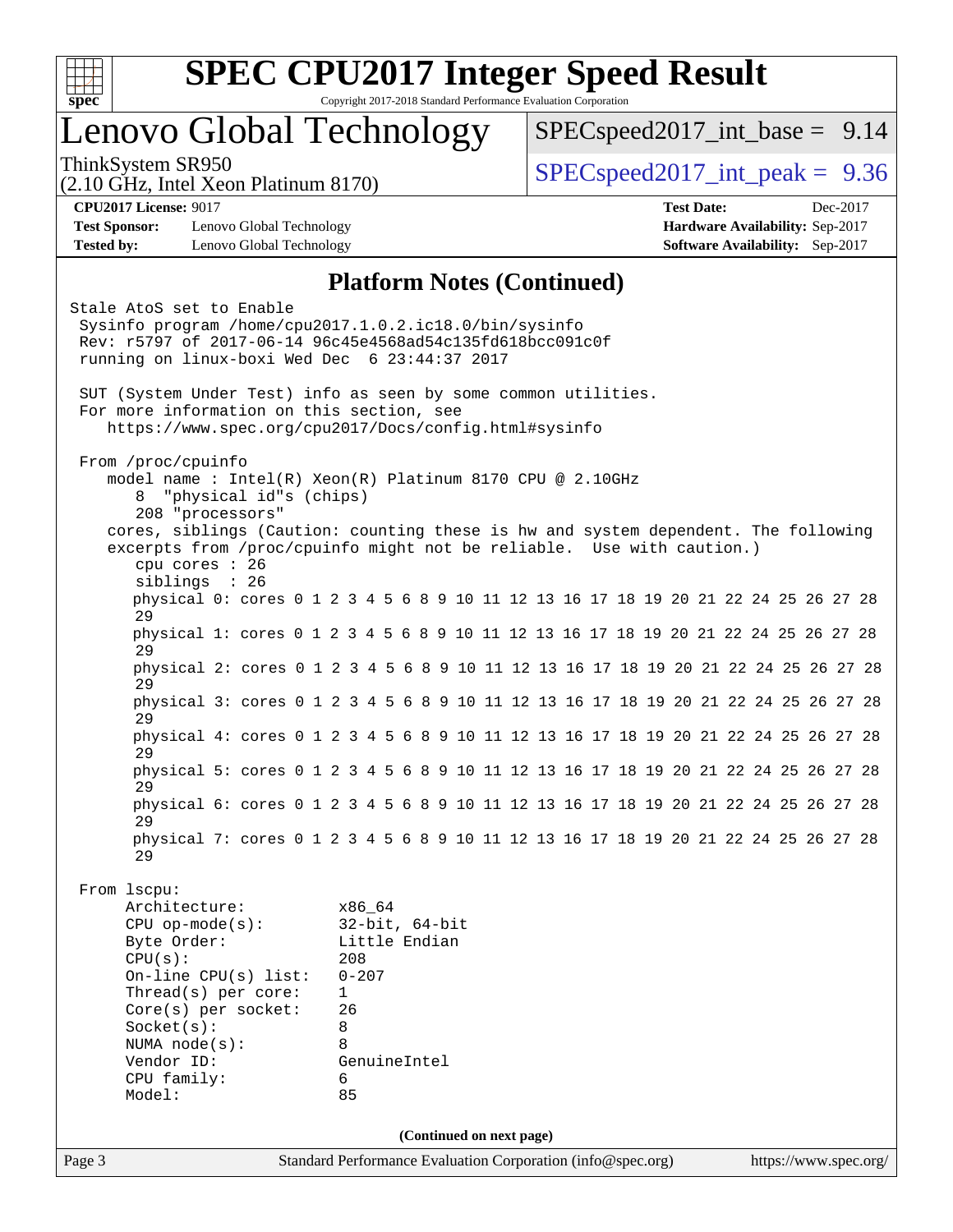# SPEC CPU2017 Integer Speed Result

Copyright 2017-2018 Standard Performance Evaluation Corporation

## Lenovo Global Technology

ThinkSystem SR950
(2.10 GHz, Intel Xeon Platinum 8170)

SPECspeed2017_int_base = 9.14

SPECspeed2017_int_peak = 9.36

**CPU2017 License:** 9017
**Test Sponsor:** Lenovo Global Technology
**Tested by:** Lenovo Global Technology

**Test Date:** Dec-2017
**Hardware Availability:** Sep-2017
**Software Availability:** Sep-2017

### Platform Notes (Continued)

```
Stale AtoS set to Enable
 Sysinfo program /home/cpu2017.1.0.2.ic18.0/bin/sysinfo
 Rev: r5797 of 2017-06-14 96c45e4568ad54c135fd618bcc091c0f
 running on linux-boxi Wed Dec  6 23:44:37 2017

 SUT (System Under Test) info as seen by some common utilities.
 For more information on this section, see
    https://www.spec.org/cpu2017/Docs/config.html#sysinfo

 From /proc/cpuinfo
    model name : Intel(R) Xeon(R) Platinum 8170 CPU @ 2.10GHz
       8  "physical id"s (chips)
       208 "processors"
    cores, siblings (Caution: counting these is hw and system dependent. The following
    excerpts from /proc/cpuinfo might not be reliable.  Use with caution.)
       cpu cores : 26
       siblings  : 26
       physical 0: cores 0 1 2 3 4 5 6 8 9 10 11 12 13 16 17 18 19 20 21 22 24 25 26 27 28
       29
       physical 1: cores 0 1 2 3 4 5 6 8 9 10 11 12 13 16 17 18 19 20 21 22 24 25 26 27 28
       29
       physical 2: cores 0 1 2 3 4 5 6 8 9 10 11 12 13 16 17 18 19 20 21 22 24 25 26 27 28
       29
       physical 3: cores 0 1 2 3 4 5 6 8 9 10 11 12 13 16 17 18 19 20 21 22 24 25 26 27 28
       29
       physical 4: cores 0 1 2 3 4 5 6 8 9 10 11 12 13 16 17 18 19 20 21 22 24 25 26 27 28
       29
       physical 5: cores 0 1 2 3 4 5 6 8 9 10 11 12 13 16 17 18 19 20 21 22 24 25 26 27 28
       29
       physical 6: cores 0 1 2 3 4 5 6 8 9 10 11 12 13 16 17 18 19 20 21 22 24 25 26 27 28
       29
       physical 7: cores 0 1 2 3 4 5 6 8 9 10 11 12 13 16 17 18 19 20 21 22 24 25 26 27 28
       29

 From lscpu:
      Architecture:          x86_64
      CPU op-mode(s):        32-bit, 64-bit
      Byte Order:            Little Endian
      CPU(s):                208
      On-line CPU(s) list:   0-207
      Thread(s) per core:    1
      Core(s) per socket:    26
      Socket(s):             8
      NUMA node(s):          8
      Vendor ID:             GenuineIntel
      CPU family:            6
      Model:                 85
```

(Continued on next page)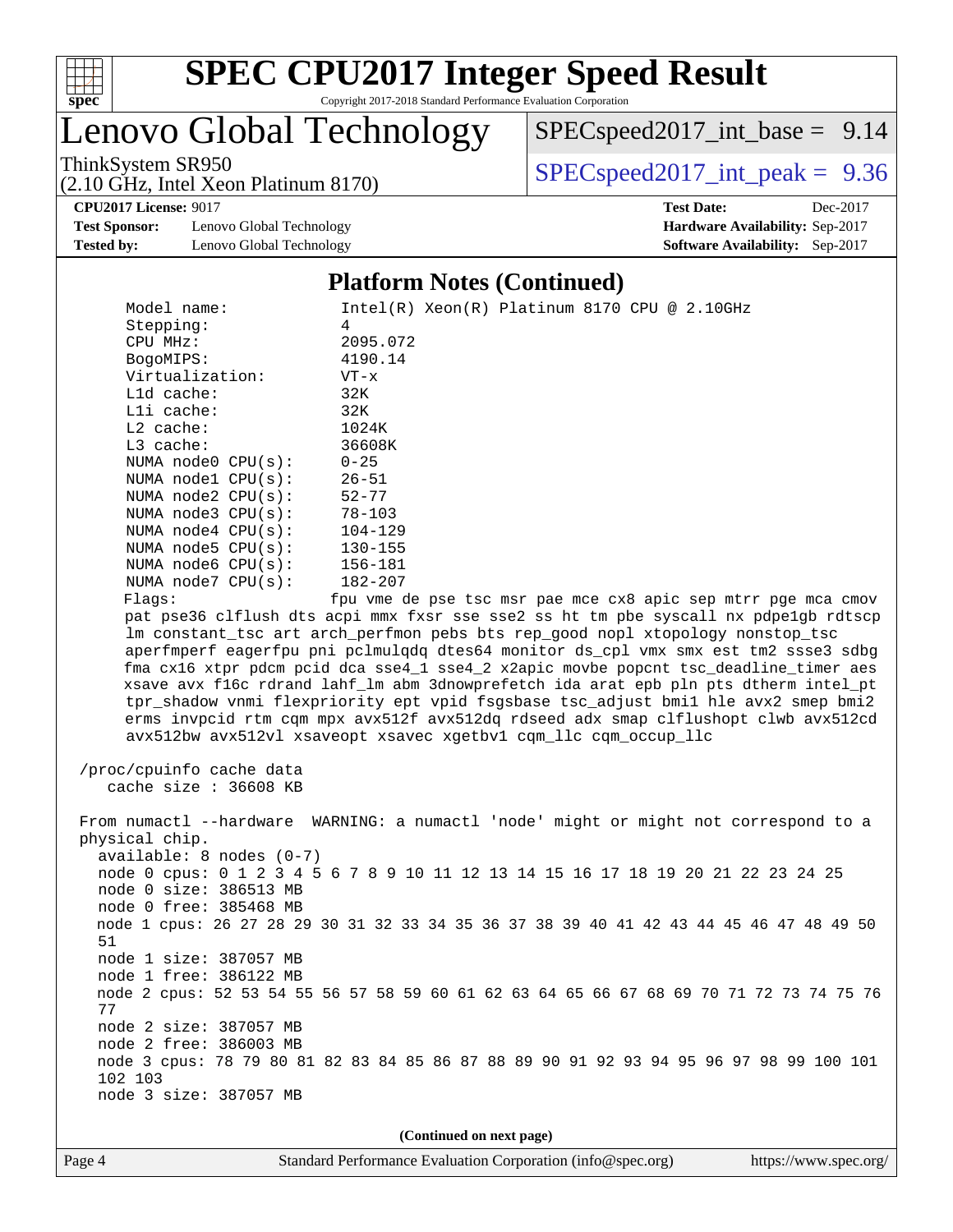## Platform Notes (Continued)

```
     Model name:              Intel(R) Xeon(R) Platinum 8170 CPU @ 2.10GHz
     Stepping:                4
     CPU MHz:                 2095.072
     BogoMIPS:                4190.14
     Virtualization:          VT-x
     L1d cache:               32K
     L1i cache:               32K
     L2 cache:                1024K
     L3 cache:                36608K
     NUMA node0 CPU(s):       0-25
     NUMA node1 CPU(s):       26-51
     NUMA node2 CPU(s):       52-77
     NUMA node3 CPU(s):       78-103
     NUMA node4 CPU(s):       104-129
     NUMA node5 CPU(s):       130-155
     NUMA node6 CPU(s):       156-181
     NUMA node7 CPU(s):       182-207
     Flags:                  fpu vme de pse tsc msr pae mce cx8 apic sep mtrr pge mca cmov
     pat pse36 clflush dts acpi mmx fxsr sse sse2 ss ht tm pbe syscall nx pdpe1gb rdtscp
     lm constant_tsc art arch_perfmon pebs bts rep_good nopl xtopology nonstop_tsc
     aperfmperf eagerfpu pni pclmulqdq dtes64 monitor ds_cpl vmx smx est tm2 ssse3 sdbg
     fma cx16 xtpr pdcm pcid dca sse4_1 sse4_2 x2apic movbe popcnt tsc_deadline_timer aes
     xsave avx f16c rdrand lahf_lm abm 3dnowprefetch ida arat epb pln pts dtherm intel_pt
     tpr_shadow vnmi flexpriority ept vpid fsgsbase tsc_adjust bmi1 hle avx2 smep bmi2
     erms invpcid rtm cqm mpx avx512f avx512dq rdseed adx smap clflushopt clwb avx512cd
     avx512bw avx512vl xsaveopt xsavec xgetbv1 cqm_llc cqm_occup_llc

 /proc/cpuinfo cache data
    cache size : 36608 KB

 From numactl --hardware  WARNING: a numactl 'node' might or might not correspond to a
 physical chip.
   available: 8 nodes (0-7)
   node 0 cpus: 0 1 2 3 4 5 6 7 8 9 10 11 12 13 14 15 16 17 18 19 20 21 22 23 24 25
   node 0 size: 386513 MB
   node 0 free: 385468 MB
   node 1 cpus: 26 27 28 29 30 31 32 33 34 35 36 37 38 39 40 41 42 43 44 45 46 47 48 49 50
   51
   node 1 size: 387057 MB
   node 1 free: 386122 MB
   node 2 cpus: 52 53 54 55 56 57 58 59 60 61 62 63 64 65 66 67 68 69 70 71 72 73 74 75 76
   77
   node 2 size: 387057 MB
   node 2 free: 386003 MB
   node 3 cpus: 78 79 80 81 82 83 84 85 86 87 88 89 90 91 92 93 94 95 96 97 98 99 100 101
   102 103
   node 3 size: 387057 MB
```

(Continued on next page)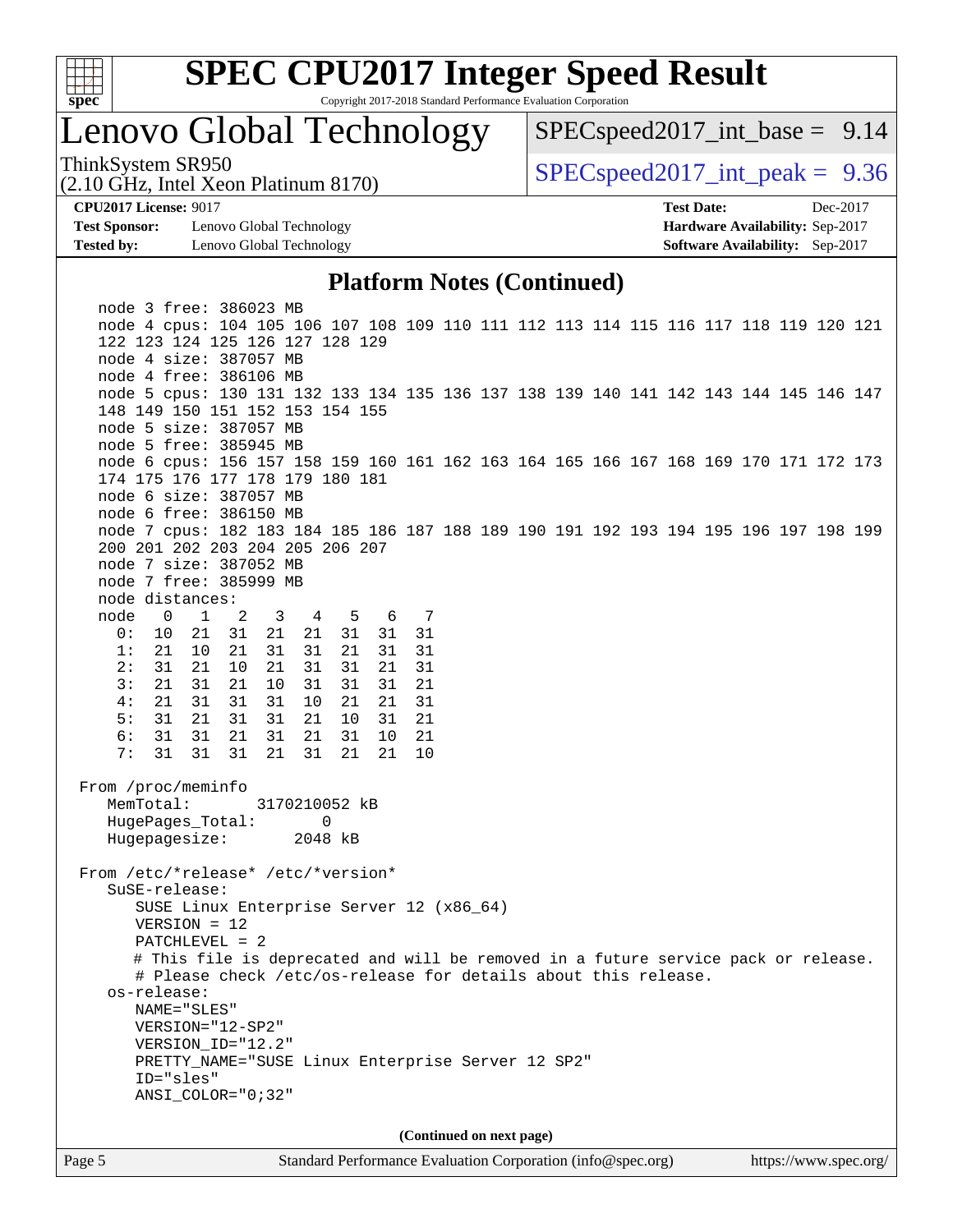## Platform Notes (Continued)

```
   node 3 free: 386023 MB
   node 4 cpus: 104 105 106 107 108 109 110 111 112 113 114 115 116 117 118 119 120 121
   122 123 124 125 126 127 128 129
   node 4 size: 387057 MB
   node 4 free: 386106 MB
   node 5 cpus: 130 131 132 133 134 135 136 137 138 139 140 141 142 143 144 145 146 147
   148 149 150 151 152 153 154 155
   node 5 size: 387057 MB
   node 5 free: 385945 MB
   node 6 cpus: 156 157 158 159 160 161 162 163 164 165 166 167 168 169 170 171 172 173
   174 175 176 177 178 179 180 181
   node 6 size: 387057 MB
   node 6 free: 386150 MB
   node 7 cpus: 182 183 184 185 186 187 188 189 190 191 192 193 194 195 196 197 198 199
   200 201 202 203 204 205 206 207
   node 7 size: 387052 MB
   node 7 free: 385999 MB
   node distances:
   node   0   1   2   3   4   5   6   7
     0:  10  21  31  21  21  31  31  31
     1:  21  10  21  31  31  21  31  31
     2:  31  21  10  21  31  31  21  31
     3:  21  31  21  10  31  31  31  21
     4:  21  31  31  31  10  21  21  31
     5:  31  21  31  31  21  10  31  21
     6:  31  31  21  31  21  31  10  21
     7:  31  31  31  21  31  21  21  10

 From /proc/meminfo
    MemTotal:       3170210052 kB
    HugePages_Total:       0
    Hugepagesize:       2048 kB

 From /etc/*release* /etc/*version*
    SuSE-release:
       SUSE Linux Enterprise Server 12 (x86_64)
       VERSION = 12
       PATCHLEVEL = 2
       # This file is deprecated and will be removed in a future service pack or release.
       # Please check /etc/os-release for details about this release.
    os-release:
       NAME="SLES"
       VERSION="12-SP2"
       VERSION_ID="12.2"
       PRETTY_NAME="SUSE Linux Enterprise Server 12 SP2"
       ID="sles"
       ANSI_COLOR="0;32"
```

**(Continued on next page)**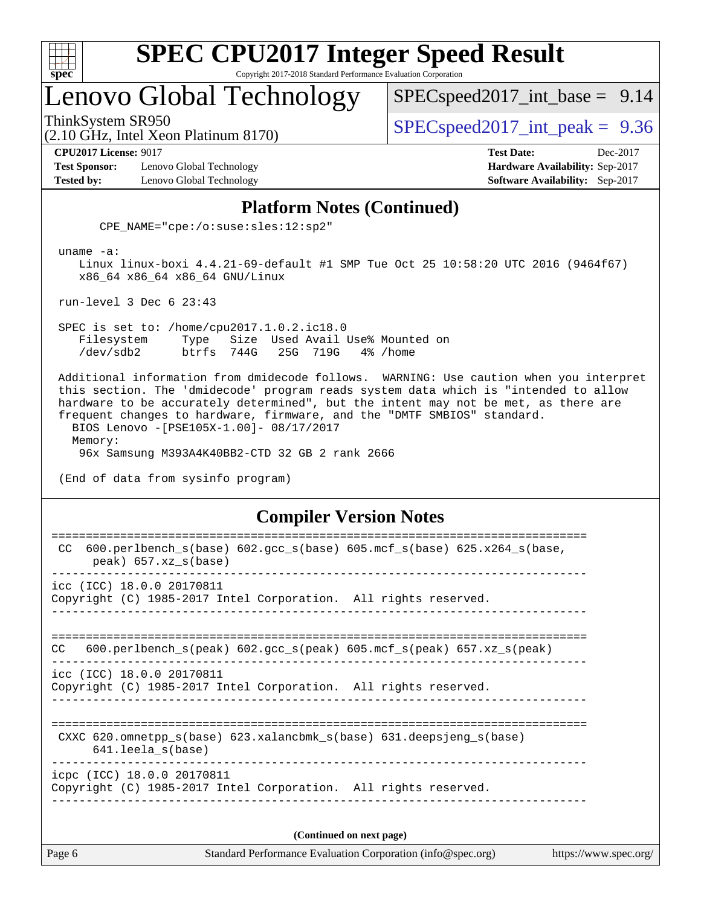# SPEC CPU2017 Integer Speed Result

Copyright 2017-2018 Standard Performance Evaluation Corporation

## Lenovo Global Technology

ThinkSystem SR950
(2.10 GHz, Intel Xeon Platinum 8170)

SPECspeed2017_int_base = 9.14

SPECspeed2017_int_peak = 9.36

**CPU2017 License:** 9017
**Test Sponsor:** Lenovo Global Technology
**Tested by:** Lenovo Global Technology

**Test Date:** Dec-2017
**Hardware Availability:** Sep-2017
**Software Availability:** Sep-2017

## Platform Notes (Continued)

```
      CPE_NAME="cpe:/o:suse:sles:12:sp2"

 uname -a:
    Linux linux-boxi 4.4.21-69-default #1 SMP Tue Oct 25 10:58:20 UTC 2016 (9464f67)
    x86_64 x86_64 x86_64 GNU/Linux

 run-level 3 Dec 6 23:43

 SPEC is set to: /home/cpu2017.1.0.2.ic18.0
    Filesystem     Type   Size  Used Avail Use% Mounted on
    /dev/sdb2      btrfs  744G   25G  719G   4% /home

 Additional information from dmidecode follows.  WARNING: Use caution when you interpret
 this section. The 'dmidecode' program reads system data which is "intended to allow
 hardware to be accurately determined", but the intent may not be met, as there are
 frequent changes to hardware, firmware, and the "DMTF SMBIOS" standard.
   BIOS Lenovo -[PSE105X-1.00]- 08/17/2017
   Memory:
    96x Samsung M393A4K40BB2-CTD 32 GB 2 rank 2666

 (End of data from sysinfo program)
```

## Compiler Version Notes

```
==============================================================================
 CC  600.perlbench_s(base) 602.gcc_s(base) 605.mcf_s(base) 625.x264_s(base,
      peak) 657.xz_s(base)
------------------------------------------------------------------------------
icc (ICC) 18.0.0 20170811
Copyright (C) 1985-2017 Intel Corporation.  All rights reserved.
------------------------------------------------------------------------------

==============================================================================
CC   600.perlbench_s(peak) 602.gcc_s(peak) 605.mcf_s(peak) 657.xz_s(peak)
------------------------------------------------------------------------------
icc (ICC) 18.0.0 20170811
Copyright (C) 1985-2017 Intel Corporation.  All rights reserved.
------------------------------------------------------------------------------

==============================================================================
 CXXC 620.omnetpp_s(base) 623.xalancbmk_s(base) 631.deepsjeng_s(base)
      641.leela_s(base)
------------------------------------------------------------------------------
icpc (ICC) 18.0.0 20170811
Copyright (C) 1985-2017 Intel Corporation.  All rights reserved.
------------------------------------------------------------------------------
```

**(Continued on next page)**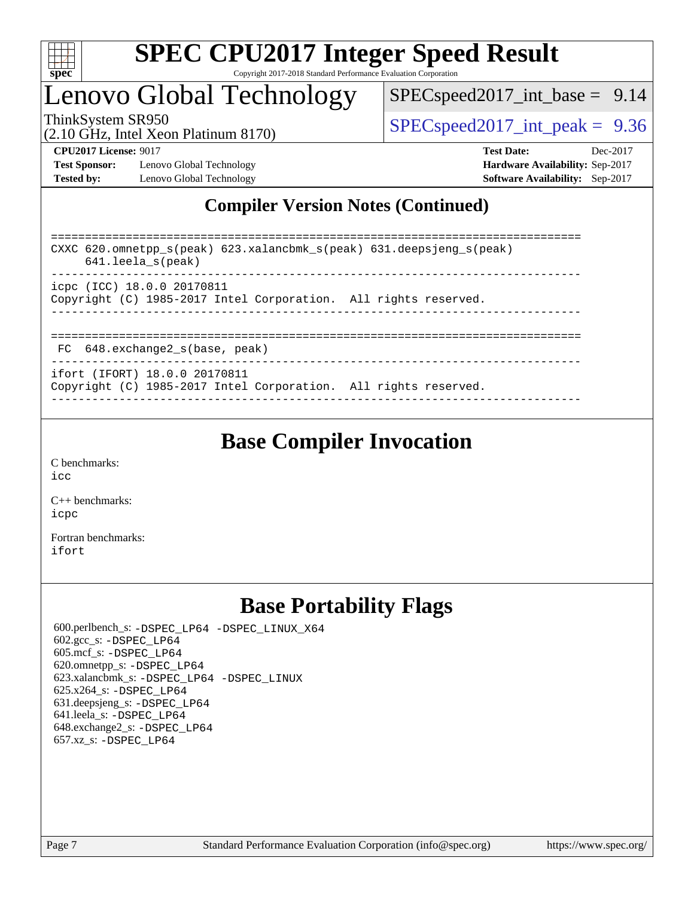## Compiler Version Notes (Continued)

```
==============================================================================
CXXC 620.omnetpp_s(peak) 623.xalancbmk_s(peak) 631.deepsjeng_s(peak)
     641.leela_s(peak)
------------------------------------------------------------------------------
icpc (ICC) 18.0.0 20170811
Copyright (C) 1985-2017 Intel Corporation.  All rights reserved.
------------------------------------------------------------------------------

==============================================================================
 FC  648.exchange2_s(base, peak)
------------------------------------------------------------------------------
ifort (IFORT) 18.0.0 20170811
Copyright (C) 1985-2017 Intel Corporation.  All rights reserved.
------------------------------------------------------------------------------
```

## Base Compiler Invocation

C benchmarks:
icc

C++ benchmarks:
icpc

Fortran benchmarks:
ifort

## Base Portability Flags

600.perlbench_s: -DSPEC_LP64 -DSPEC_LINUX_X64
602.gcc_s: -DSPEC_LP64
605.mcf_s: -DSPEC_LP64
620.omnetpp_s: -DSPEC_LP64
623.xalancbmk_s: -DSPEC_LP64 -DSPEC_LINUX
625.x264_s: -DSPEC_LP64
631.deepsjeng_s: -DSPEC_LP64
641.leela_s: -DSPEC_LP64
648.exchange2_s: -DSPEC_LP64
657.xz_s: -DSPEC_LP64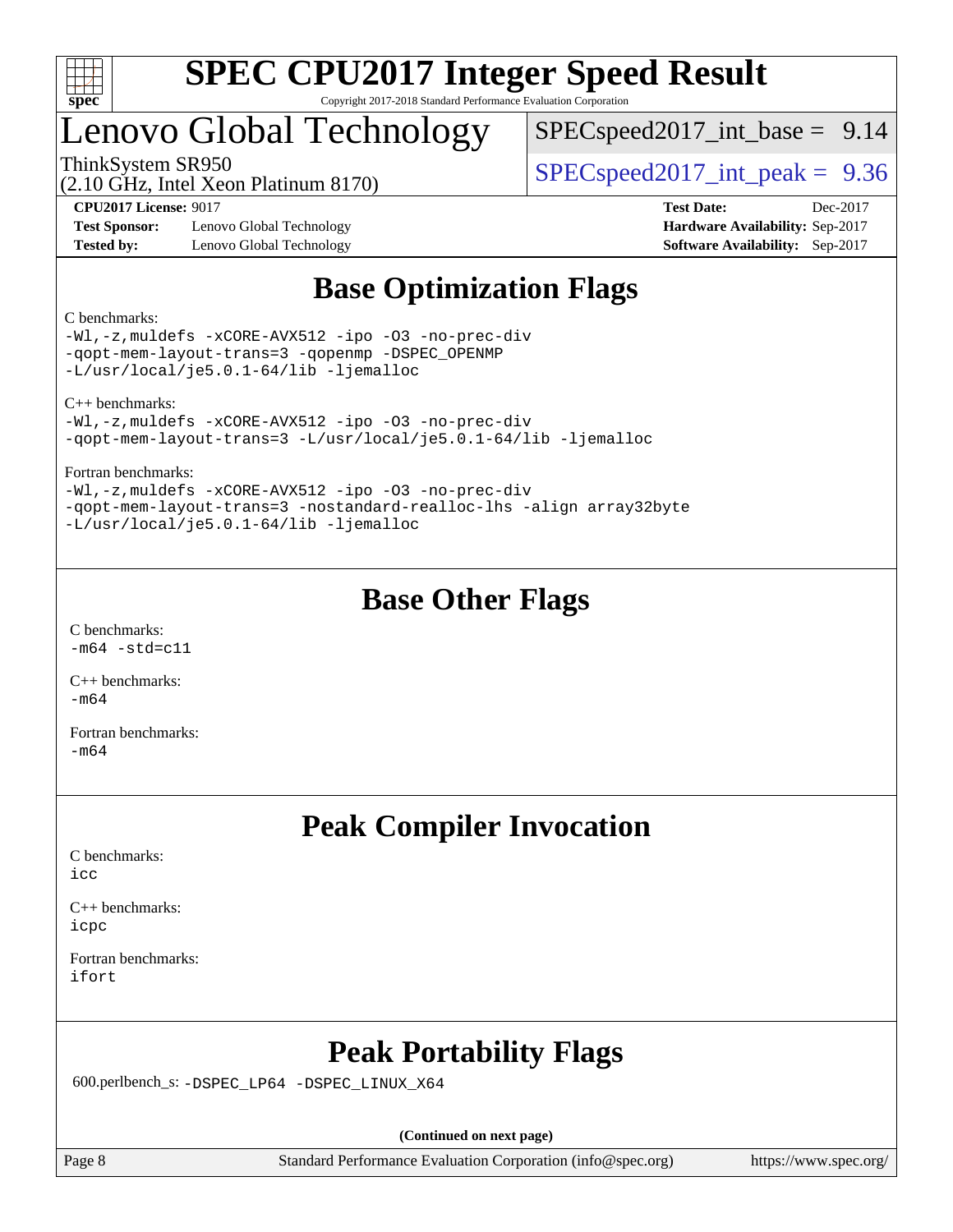# SPEC CPU2017 Integer Speed Result

Copyright 2017-2018 Standard Performance Evaluation Corporation

## Lenovo Global Technology

ThinkSystem SR950
(2.10 GHz, Intel Xeon Platinum 8170)

SPECspeed2017_int_base = 9.14

SPECspeed2017_int_peak = 9.36

**CPU2017 License:** 9017
**Test Sponsor:** Lenovo Global Technology
**Tested by:** Lenovo Global Technology

**Test Date:** Dec-2017
**Hardware Availability:** Sep-2017
**Software Availability:** Sep-2017

## Base Optimization Flags

C benchmarks:
```
-Wl,-z,muldefs -xCORE-AVX512 -ipo -O3 -no-prec-div
-qopt-mem-layout-trans=3 -qopenmp -DSPEC_OPENMP
-L/usr/local/je5.0.1-64/lib -ljemalloc
```

C++ benchmarks:
```
-Wl,-z,muldefs -xCORE-AVX512 -ipo -O3 -no-prec-div
-qopt-mem-layout-trans=3 -L/usr/local/je5.0.1-64/lib -ljemalloc
```

Fortran benchmarks:
```
-Wl,-z,muldefs -xCORE-AVX512 -ipo -O3 -no-prec-div
-qopt-mem-layout-trans=3 -nostandard-realloc-lhs -align array32byte
-L/usr/local/je5.0.1-64/lib -ljemalloc
```

## Base Other Flags

C benchmarks:
```
-m64 -std=c11
```

C++ benchmarks:
```
-m64
```

Fortran benchmarks:
```
-m64
```

## Peak Compiler Invocation

C benchmarks:
```
icc
```

C++ benchmarks:
```
icpc
```

Fortran benchmarks:
```
ifort
```

## Peak Portability Flags

600.perlbench_s: `-DSPEC_LP64 -DSPEC_LINUX_X64`

**(Continued on next page)**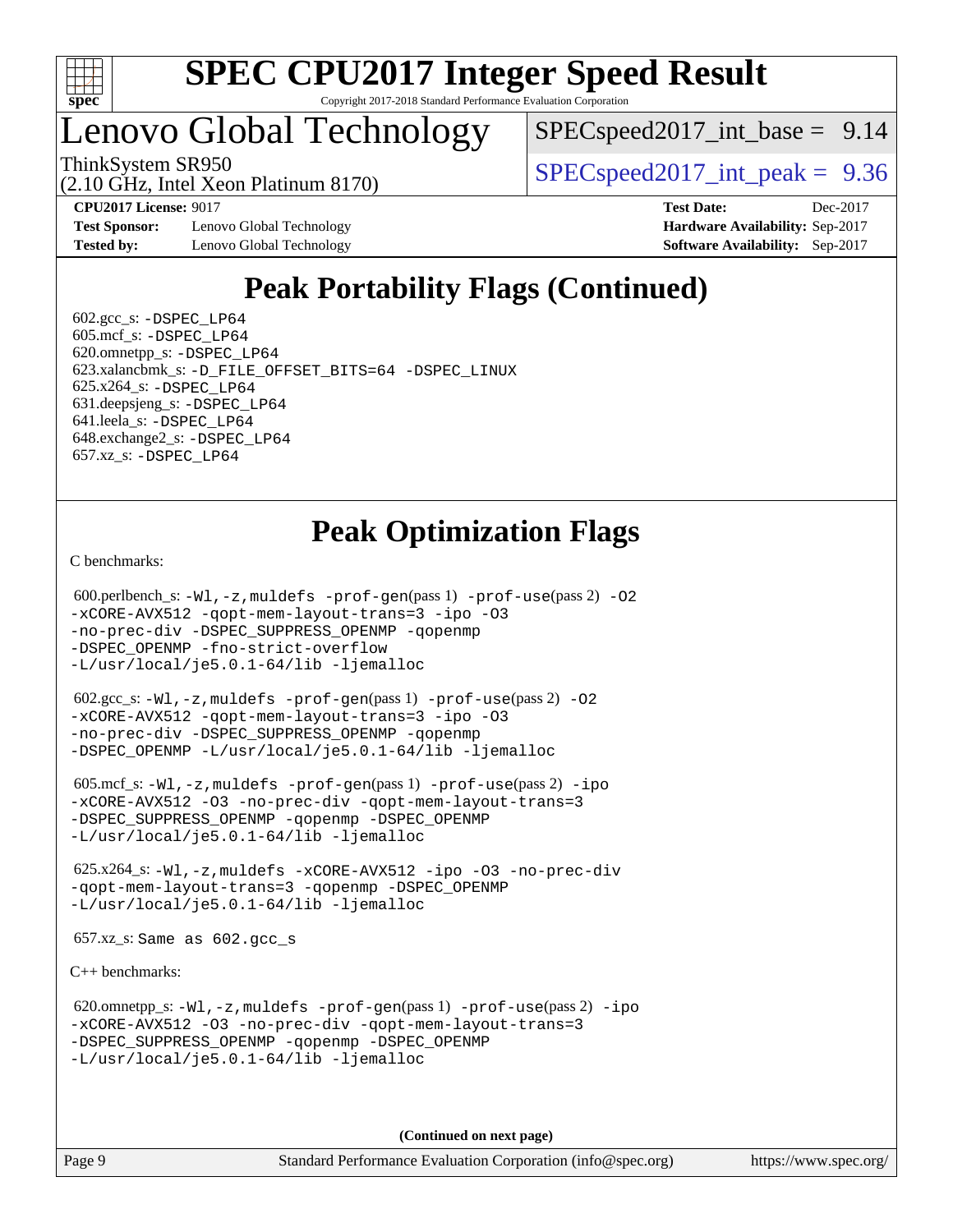## Peak Portability Flags (Continued)

602.gcc_s: -DSPEC_LP64
605.mcf_s: -DSPEC_LP64
620.omnetpp_s: -DSPEC_LP64
623.xalancbmk_s: -D_FILE_OFFSET_BITS=64 -DSPEC_LINUX
625.x264_s: -DSPEC_LP64
631.deepsjeng_s: -DSPEC_LP64
641.leela_s: -DSPEC_LP64
648.exchange2_s: -DSPEC_LP64
657.xz_s: -DSPEC_LP64

## Peak Optimization Flags

C benchmarks:

600.perlbench_s: -Wl,-z,muldefs -prof-gen(pass 1) -prof-use(pass 2) -O2 -xCORE-AVX512 -qopt-mem-layout-trans=3 -ipo -O3 -no-prec-div -DSPEC_SUPPRESS_OPENMP -qopenmp -DSPEC_OPENMP -fno-strict-overflow -L/usr/local/je5.0.1-64/lib -ljemalloc

602.gcc_s: -Wl,-z,muldefs -prof-gen(pass 1) -prof-use(pass 2) -O2 -xCORE-AVX512 -qopt-mem-layout-trans=3 -ipo -O3 -no-prec-div -DSPEC_SUPPRESS_OPENMP -qopenmp -DSPEC_OPENMP -L/usr/local/je5.0.1-64/lib -ljemalloc

605.mcf_s: -Wl,-z,muldefs -prof-gen(pass 1) -prof-use(pass 2) -ipo -xCORE-AVX512 -O3 -no-prec-div -qopt-mem-layout-trans=3 -DSPEC_SUPPRESS_OPENMP -qopenmp -DSPEC_OPENMP -L/usr/local/je5.0.1-64/lib -ljemalloc

625.x264_s: -Wl,-z,muldefs -xCORE-AVX512 -ipo -O3 -no-prec-div -qopt-mem-layout-trans=3 -qopenmp -DSPEC_OPENMP -L/usr/local/je5.0.1-64/lib -ljemalloc

657.xz_s: Same as 602.gcc_s

C++ benchmarks:

620.omnetpp_s: -Wl,-z,muldefs -prof-gen(pass 1) -prof-use(pass 2) -ipo -xCORE-AVX512 -O3 -no-prec-div -qopt-mem-layout-trans=3 -DSPEC_SUPPRESS_OPENMP -qopenmp -DSPEC_OPENMP -L/usr/local/je5.0.1-64/lib -ljemalloc

**(Continued on next page)**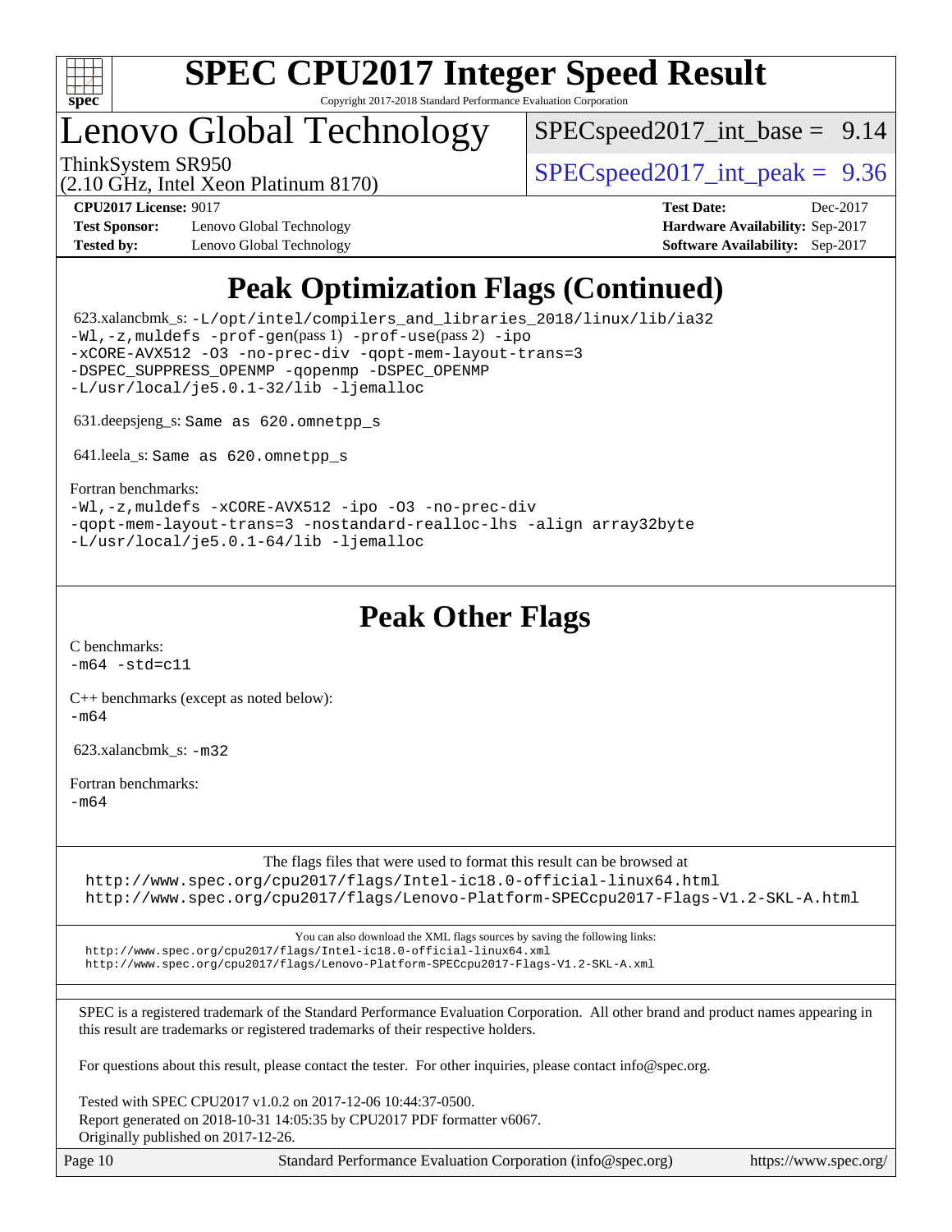# Peak Optimization Flags (Continued)

623.xalancbmk_s: `-L/opt/intel/compilers_and_libraries_2018/linux/lib/ia32 -Wl,-z,muldefs -prof-gen(pass 1) -prof-use(pass 2) -ipo -xCORE-AVX512 -O3 -no-prec-div -qopt-mem-layout-trans=3 -DSPEC_SUPPRESS_OPENMP -qopenmp -DSPEC_OPENMP -L/usr/local/je5.0.1-32/lib -ljemalloc`

631.deepsjeng_s: `Same as 620.omnetpp_s`

641.leela_s: `Same as 620.omnetpp_s`

Fortran benchmarks:
`-Wl,-z,muldefs -xCORE-AVX512 -ipo -O3 -no-prec-div -qopt-mem-layout-trans=3 -nostandard-realloc-lhs -align array32byte -L/usr/local/je5.0.1-64/lib -ljemalloc`

# Peak Other Flags

C benchmarks:
`-m64 -std=c11`

C++ benchmarks (except as noted below):
`-m64`

623.xalancbmk_s: `-m32`

Fortran benchmarks:
`-m64`

The flags files that were used to format this result can be browsed at
http://www.spec.org/cpu2017/flags/Intel-ic18.0-official-linux64.html
http://www.spec.org/cpu2017/flags/Lenovo-Platform-SPECcpu2017-Flags-V1.2-SKL-A.html

You can also download the XML flags sources by saving the following links:
http://www.spec.org/cpu2017/flags/Intel-ic18.0-official-linux64.xml
http://www.spec.org/cpu2017/flags/Lenovo-Platform-SPECcpu2017-Flags-V1.2-SKL-A.xml

SPEC is a registered trademark of the Standard Performance Evaluation Corporation. All other brand and product names appearing in this result are trademarks or registered trademarks of their respective holders.

For questions about this result, please contact the tester. For other inquiries, please contact info@spec.org.

Tested with SPEC CPU2017 v1.0.2 on 2017-12-06 10:44:37-0500.
Report generated on 2018-10-31 14:05:35 by CPU2017 PDF formatter v6067.
Originally published on 2017-12-26.